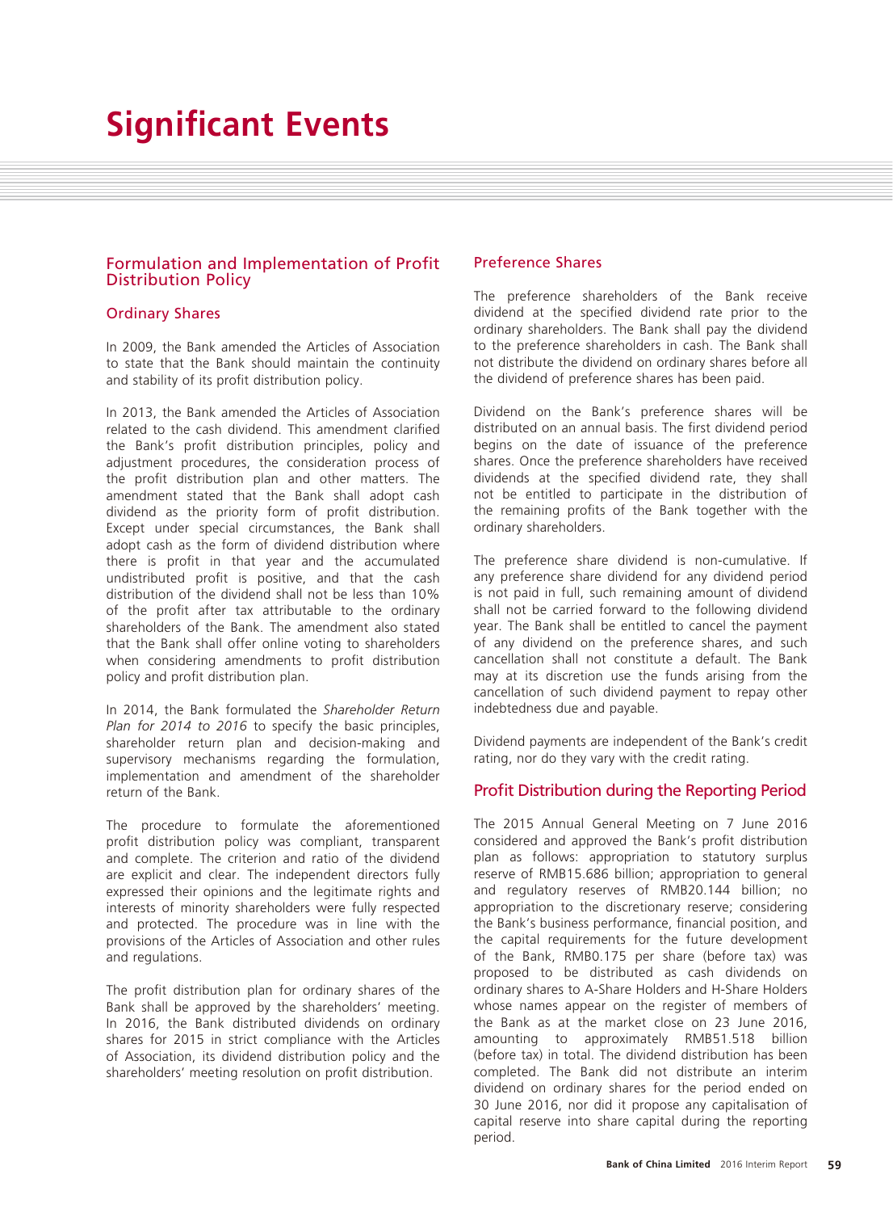# Significant Events

## Formulation and Implementation of Profit Distribution Policy

### Ordinary Shares

In 2009, the Bank amended the Articles of Association to state that the Bank should maintain the continuity and stability of its profit distribution policy.

In 2013, the Bank amended the Articles of Association related to the cash dividend. This amendment clarified the Bank's profit distribution principles, policy and adjustment procedures, the consideration process of the profit distribution plan and other matters. The amendment stated that the Bank shall adopt cash dividend as the priority form of profit distribution. Except under special circumstances, the Bank shall adopt cash as the form of dividend distribution where there is profit in that year and the accumulated undistributed profit is positive, and that the cash distribution of the dividend shall not be less than 10% of the profit after tax attributable to the ordinary shareholders of the Bank. The amendment also stated that the Bank shall offer online voting to shareholders when considering amendments to profit distribution policy and profit distribution plan.

In 2014, the Bank formulated the *Shareholder Return Plan for 2014 to 2016* to specify the basic principles, shareholder return plan and decision-making and supervisory mechanisms regarding the formulation, implementation and amendment of the shareholder return of the Bank.

The procedure to formulate the aforementioned profit distribution policy was compliant, transparent and complete. The criterion and ratio of the dividend are explicit and clear. The independent directors fully expressed their opinions and the legitimate rights and interests of minority shareholders were fully respected and protected. The procedure was in line with the provisions of the Articles of Association and other rules and regulations.

The profit distribution plan for ordinary shares of the Bank shall be approved by the shareholders' meeting. In 2016, the Bank distributed dividends on ordinary shares for 2015 in strict compliance with the Articles of Association, its dividend distribution policy and the shareholders' meeting resolution on profit distribution.

### Preference Shares

The preference shareholders of the Bank receive dividend at the specified dividend rate prior to the ordinary shareholders. The Bank shall pay the dividend to the preference shareholders in cash. The Bank shall not distribute the dividend on ordinary shares before all the dividend of preference shares has been paid.

Dividend on the Bank's preference shares will be distributed on an annual basis. The first dividend period begins on the date of issuance of the preference shares. Once the preference shareholders have received dividends at the specified dividend rate, they shall not be entitled to participate in the distribution of the remaining profits of the Bank together with the ordinary shareholders.

The preference share dividend is non-cumulative. If any preference share dividend for any dividend period is not paid in full, such remaining amount of dividend shall not be carried forward to the following dividend year. The Bank shall be entitled to cancel the payment of any dividend on the preference shares, and such cancellation shall not constitute a default. The Bank may at its discretion use the funds arising from the cancellation of such dividend payment to repay other indebtedness due and payable.

Dividend payments are independent of the Bank's credit rating, nor do they vary with the credit rating.

## Profit Distribution during the Reporting Period

The 2015 Annual General Meeting on 7 June 2016 considered and approved the Bank's profit distribution plan as follows: appropriation to statutory surplus reserve of RMB15.686 billion; appropriation to general and regulatory reserves of RMB20.144 billion; no appropriation to the discretionary reserve; considering the Bank's business performance, financial position, and the capital requirements for the future development of the Bank, RMB0.175 per share (before tax) was proposed to be distributed as cash dividends on ordinary shares to A-Share Holders and H-Share Holders whose names appear on the register of members of the Bank as at the market close on 23 June 2016, amounting to approximately RMB51.518 billion (before tax) in total. The dividend distribution has been completed. The Bank did not distribute an interim dividend on ordinary shares for the period ended on 30 June 2016, nor did it propose any capitalisation of capital reserve into share capital during the reporting period.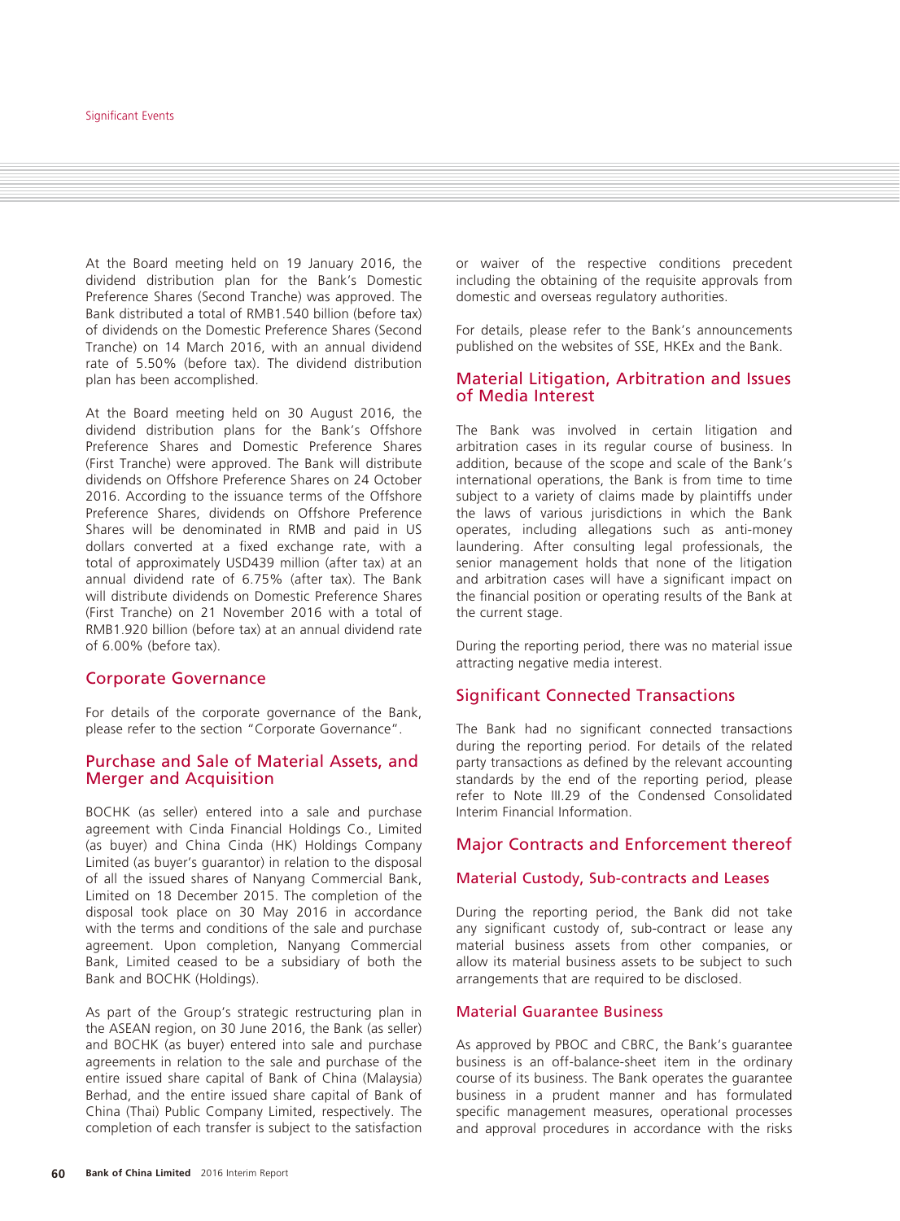At the Board meeting held on 19 January 2016, the dividend distribution plan for the Bank's Domestic Preference Shares (Second Tranche) was approved. The Bank distributed a total of RMB1.540 billion (before tax) of dividends on the Domestic Preference Shares (Second Tranche) on 14 March 2016, with an annual dividend rate of 5.50% (before tax). The dividend distribution plan has been accomplished.

At the Board meeting held on 30 August 2016, the dividend distribution plans for the Bank's Offshore Preference Shares and Domestic Preference Shares (First Tranche) were approved. The Bank will distribute dividends on Offshore Preference Shares on 24 October 2016. According to the issuance terms of the Offshore Preference Shares, dividends on Offshore Preference Shares will be denominated in RMB and paid in US dollars converted at a fixed exchange rate, with a total of approximately USD439 million (after tax) at an annual dividend rate of 6.75% (after tax). The Bank will distribute dividends on Domestic Preference Shares (First Tranche) on 21 November 2016 with a total of RMB1.920 billion (before tax) at an annual dividend rate of 6.00% (before tax).

## Corporate Governance

For details of the corporate governance of the Bank, please refer to the section "Corporate Governance".

## Purchase and Sale of Material Assets, and Merger and Acquisition

BOCHK (as seller) entered into a sale and purchase agreement with Cinda Financial Holdings Co., Limited (as buyer) and China Cinda (HK) Holdings Company Limited (as buyer's guarantor) in relation to the disposal of all the issued shares of Nanyang Commercial Bank, Limited on 18 December 2015. The completion of the disposal took place on 30 May 2016 in accordance with the terms and conditions of the sale and purchase agreement. Upon completion, Nanyang Commercial Bank, Limited ceased to be a subsidiary of both the Bank and BOCHK (Holdings).

As part of the Group's strategic restructuring plan in the ASEAN region, on 30 June 2016, the Bank (as seller) and BOCHK (as buyer) entered into sale and purchase agreements in relation to the sale and purchase of the entire issued share capital of Bank of China (Malaysia) Berhad, and the entire issued share capital of Bank of China (Thai) Public Company Limited, respectively. The completion of each transfer is subject to the satisfaction or waiver of the respective conditions precedent including the obtaining of the requisite approvals from domestic and overseas regulatory authorities.

For details, please refer to the Bank's announcements published on the websites of SSE, HKEx and the Bank.

## Material Litigation, Arbitration and Issues of Media Interest

The Bank was involved in certain litigation and arbitration cases in its regular course of business. In addition, because of the scope and scale of the Bank's international operations, the Bank is from time to time subject to a variety of claims made by plaintiffs under the laws of various jurisdictions in which the Bank operates, including allegations such as anti-money laundering. After consulting legal professionals, the senior management holds that none of the litigation and arbitration cases will have a significant impact on the financial position or operating results of the Bank at the current stage.

During the reporting period, there was no material issue attracting negative media interest.

## Significant Connected Transactions

The Bank had no significant connected transactions during the reporting period. For details of the related party transactions as defined by the relevant accounting standards by the end of the reporting period, please refer to Note III.29 of the Condensed Consolidated Interim Financial Information.

## Major Contracts and Enforcement thereof

### Material Custody, Sub-contracts and Leases

During the reporting period, the Bank did not take any significant custody of, sub-contract or lease any material business assets from other companies, or allow its material business assets to be subject to such arrangements that are required to be disclosed.

### Material Guarantee Business

As approved by PBOC and CBRC, the Bank's guarantee business is an off-balance-sheet item in the ordinary course of its business. The Bank operates the guarantee business in a prudent manner and has formulated specific management measures, operational processes and approval procedures in accordance with the risks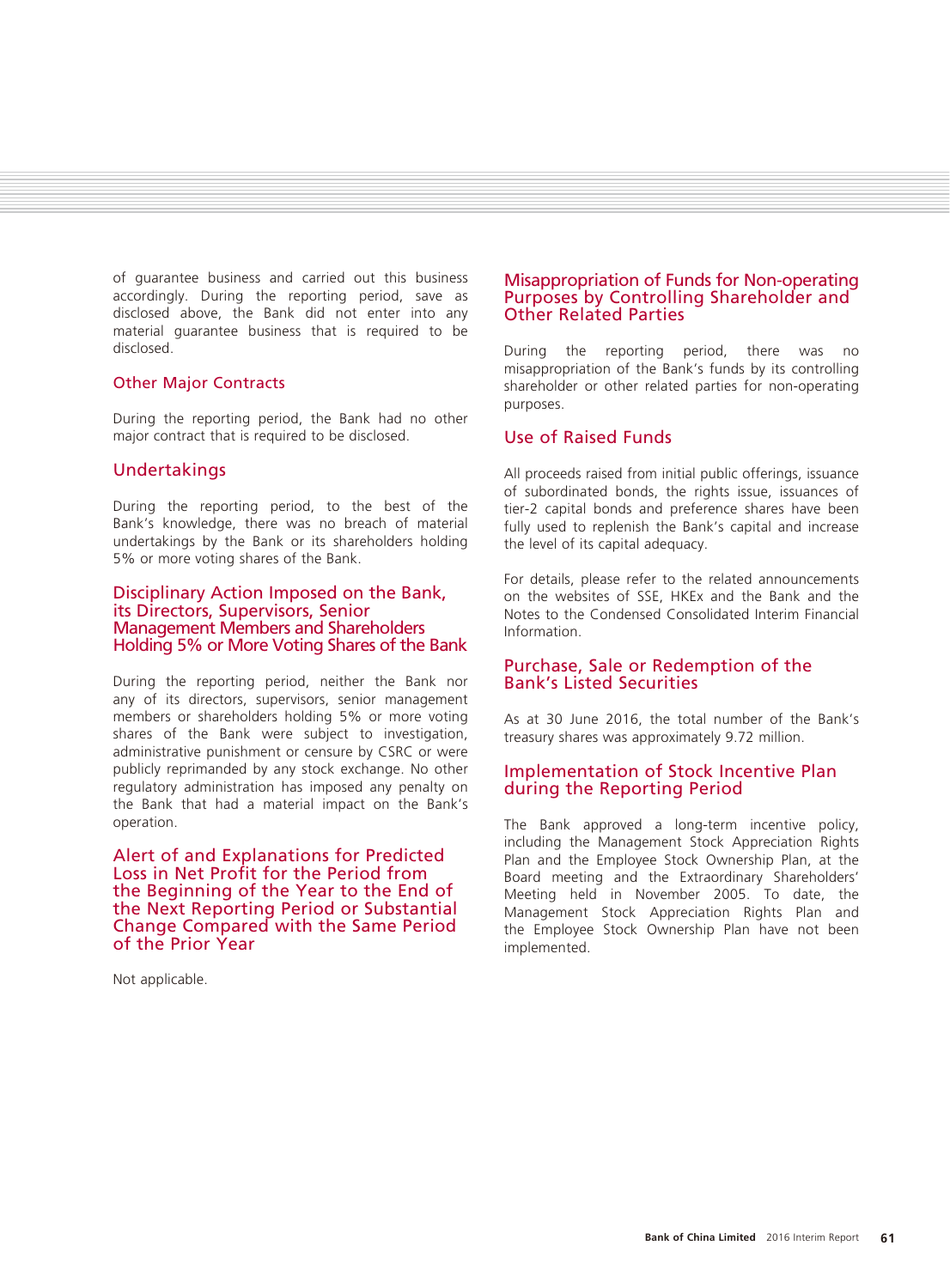of guarantee business and carried out this business accordingly. During the reporting period, save as disclosed above, the Bank did not enter into any material guarantee business that is required to be disclosed.

## Other Major Contracts

During the reporting period, the Bank had no other major contract that is required to be disclosed.

## Undertakings

During the reporting period, to the best of the Bank's knowledge, there was no breach of material undertakings by the Bank or its shareholders holding 5% or more voting shares of the Bank.

## Disciplinary Action Imposed on the Bank, its Directors, Supervisors, Senior Management Members and Shareholders Holding 5% or More Voting Shares of the Bank

During the reporting period, neither the Bank nor any of its directors, supervisors, senior management members or shareholders holding 5% or more voting shares of the Bank were subject to investigation, administrative punishment or censure by CSRC or were publicly reprimanded by any stock exchange. No other regulatory administration has imposed any penalty on the Bank that had a material impact on the Bank's operation.

## Alert of and Explanations for Predicted Loss in Net Profit for the Period from the Beginning of the Year to the End of the Next Reporting Period or Substantial Change Compared with the Same Period of the Prior Year

Not applicable.

## Misappropriation of Funds for Non-operating Purposes by Controlling Shareholder and Other Related Parties

During the reporting period, there was no misappropriation of the Bank's funds by its controlling shareholder or other related parties for non-operating purposes.

## Use of Raised Funds

All proceeds raised from initial public offerings, issuance of subordinated bonds, the rights issue, issuances of tier-2 capital bonds and preference shares have been fully used to replenish the Bank's capital and increase the level of its capital adequacy.

For details, please refer to the related announcements on the websites of SSE, HKEx and the Bank and the Notes to the Condensed Consolidated Interim Financial Information.

## Purchase, Sale or Redemption of the Bank's Listed Securities

As at 30 June 2016, the total number of the Bank's treasury shares was approximately 9.72 million.

## Implementation of Stock Incentive Plan during the Reporting Period

The Bank approved a long-term incentive policy, including the Management Stock Appreciation Rights Plan and the Employee Stock Ownership Plan, at the Board meeting and the Extraordinary Shareholders' Meeting held in November 2005. To date, the Management Stock Appreciation Rights Plan and the Employee Stock Ownership Plan have not been implemented.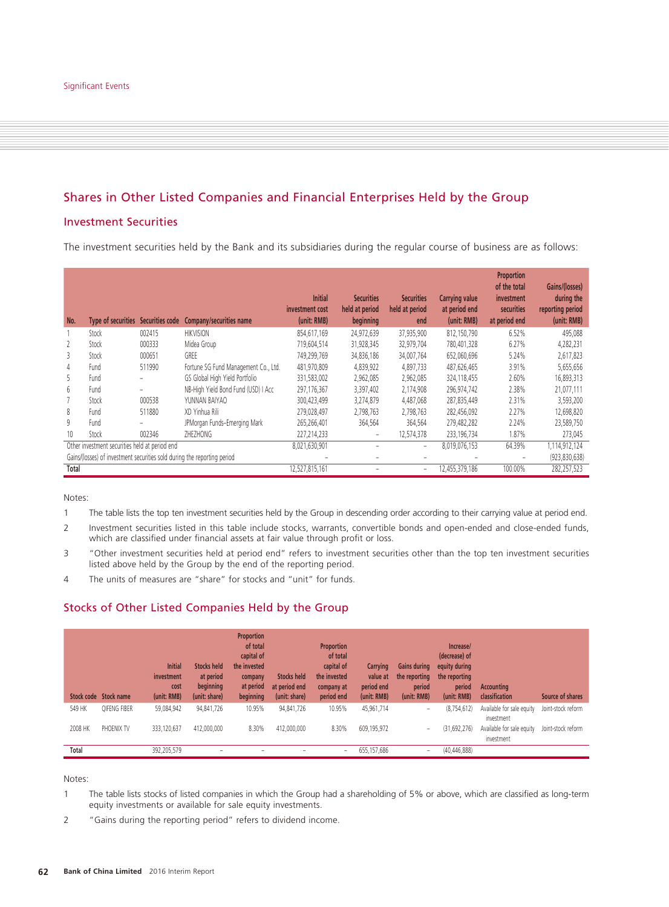Significant Events

## Shares in Other Listed Companies and Financial Enterprises Held by the Group

### Investment Securities

The investment securities held by the Bank and its subsidiaries during the regular course of business are as follows:

| No. | Type of securities | Securities code | Company/securities name | Initial investment cost (unit: RMB) | Securities held at period beginning | Securities held at period end | Carrying value at period end (unit: RMB) | Proportion of the total investment securities at period end | Gains/(losses) during the reporting period (unit: RMB) |
|---|---|---|---|---|---|---|---|---|---|
| 1 | Stock | 002415 | HIKVISION | 854,617,169 | 24,972,639 | 37,935,900 | 812,150,790 | 6.52% | 495,088 |
| 2 | Stock | 000333 | Midea Group | 719,604,514 | 31,928,345 | 32,979,704 | 780,401,328 | 6.27% | 4,282,231 |
| 3 | Stock | 000651 | GREE | 749,299,769 | 34,836,186 | 34,007,764 | 652,060,696 | 5.24% | 2,617,823 |
| 4 | Fund | 511990 | Fortune SG Fund Management Co., Ltd. | 481,970,809 | 4,839,922 | 4,897,733 | 487,626,465 | 3.91% | 5,655,656 |
| 5 | Fund | – | GS Global High Yield Portfolio | 331,583,002 | 2,962,085 | 2,962,085 | 324,118,455 | 2.60% | 16,893,313 |
| 6 | Fund | – | NB-High Yield Bond Fund (USD) I Acc | 297,176,367 | 3,397,402 | 2,174,908 | 296,974,742 | 2.38% | 21,077,111 |
| 7 | Stock | 000538 | YUNNAN BAIYAO | 300,423,499 | 3,274,879 | 4,487,068 | 287,835,449 | 2.31% | 3,593,200 |
| 8 | Fund | 511880 | XD Yinhua Rili | 279,028,497 | 2,798,763 | 2,798,763 | 282,456,092 | 2.27% | 12,698,820 |
| 9 | Fund | – | JPMorgan Funds–Emerging Mark | 265,266,401 | 364,564 | 364,564 | 279,482,282 | 2.24% | 23,589,750 |
| 10 | Stock | 002346 | ZHEZHONG | 227,214,233 | – | 12,574,378 | 233,196,734 | 1.87% | 273,045 |
| Other investment securities held at period end | | | | 8,021,630,901 | – | – | 8,019,076,153 | 64.39% | 1,114,912,124 |
| Gains/(losses) of investment securities sold during the reporting period | | | | – | – | – | – | – | (923,830,638) |
| **Total** | | | | 12,527,815,161 | – | – | 12,455,379,186 | 100.00% | 282,257,523 |

Notes:

1. The table lists the top ten investment securities held by the Group in descending order according to their carrying value at period end.
2. Investment securities listed in this table include stocks, warrants, convertible bonds and open-ended and close-ended funds, which are classified under financial assets at fair value through profit or loss.
3. "Other investment securities held at period end" refers to investment securities other than the top ten investment securities listed above held by the Group by the end of the reporting period.
4. The units of measures are "share" for stocks and "unit" for funds.

### Stocks of Other Listed Companies Held by the Group

| Stock code | Stock name | Initial investment cost (unit: RMB) | Stocks held at period beginning (unit: share) | Proportion of total capital of the invested company at period beginning | Stocks held at period end (unit: share) | Proportion of total capital of the invested company at period end | Carrying value at period end (unit: RMB) | Gains during the reporting period (unit: RMB) | Increase/ (decrease) of equity during the reporting period (unit: RMB) | Accounting classification | Source of shares |
|---|---|---|---|---|---|---|---|---|---|---|---|
| 549 HK | QIFENG FIBER | 59,084,942 | 94,841,726 | 10.95% | 94,841,726 | 10.95% | 45,961,714 | – | (8,754,612) | Available for sale equity investment | Joint-stock reform |
| 2008 HK | PHOENIX TV | 333,120,637 | 412,000,000 | 8.30% | 412,000,000 | 8.30% | 609,195,972 | – | (31,692,276) | Available for sale equity investment | Joint-stock reform |
| **Total** | | 392,205,579 | – | – | – | – | 655,157,686 | – | (40,446,888) | | |

Notes:

1. The table lists stocks of listed companies in which the Group had a shareholding of 5% or above, which are classified as long-term equity investments or available for sale equity investments.
2. "Gains during the reporting period" refers to dividend income.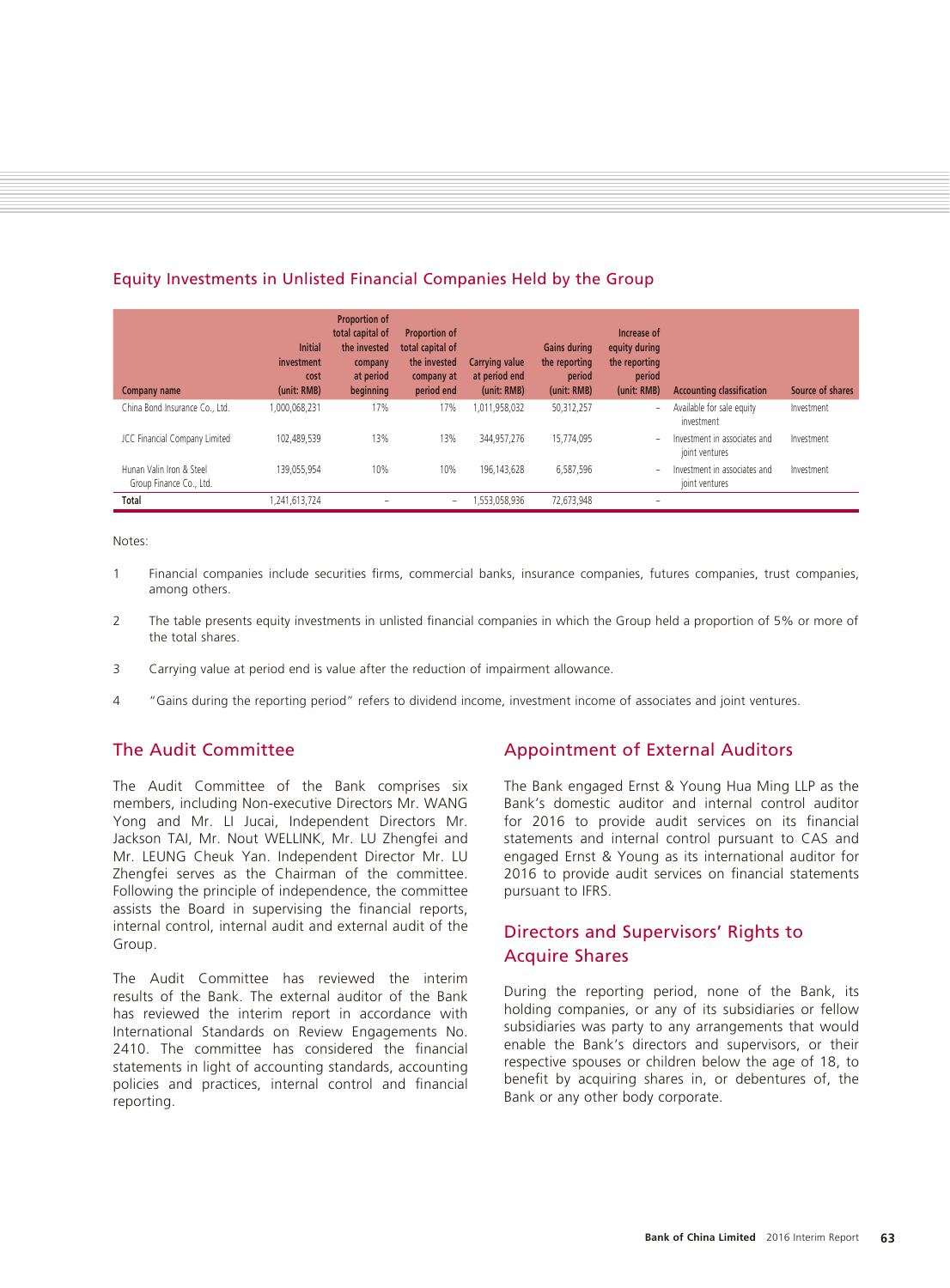## Equity Investments in Unlisted Financial Companies Held by the Group

| Company name | Initial investment cost (unit: RMB) | Proportion of total capital of the invested company at period beginning | Proportion of total capital of the invested company at period end | Carrying value at period end (unit: RMB) | Gains during the reporting period (unit: RMB) | Increase of equity during the reporting period (unit: RMB) | Accounting classification | Source of shares |
|---|---|---|---|---|---|---|---|---|
| China Bond Insurance Co., Ltd. | 1,000,068,231 | 17% | 17% | 1,011,958,032 | 50,312,257 | – | Available for sale equity investment | Investment |
| JCC Financial Company Limited | 102,489,539 | 13% | 13% | 344,957,276 | 15,774,095 | – | Investment in associates and joint ventures | Investment |
| Hunan Valin Iron & Steel Group Finance Co., Ltd. | 139,055,954 | 10% | 10% | 196,143,628 | 6,587,596 | – | Investment in associates and joint ventures | Investment |
| **Total** | 1,241,613,724 | – | – | 1,553,058,936 | 72,673,948 | – | | |

Notes:

1 Financial companies include securities firms, commercial banks, insurance companies, futures companies, trust companies, among others.

2 The table presents equity investments in unlisted financial companies in which the Group held a proportion of 5% or more of the total shares.

3 Carrying value at period end is value after the reduction of impairment allowance.

4 "Gains during the reporting period" refers to dividend income, investment income of associates and joint ventures.

## The Audit Committee

The Audit Committee of the Bank comprises six members, including Non-executive Directors Mr. WANG Yong and Mr. LI Jucai, Independent Directors Mr. Jackson TAI, Mr. Nout WELLINK, Mr. LU Zhengfei and Mr. LEUNG Cheuk Yan. Independent Director Mr. LU Zhengfei serves as the Chairman of the committee. Following the principle of independence, the committee assists the Board in supervising the financial reports, internal control, internal audit and external audit of the Group.

The Audit Committee has reviewed the interim results of the Bank. The external auditor of the Bank has reviewed the interim report in accordance with International Standards on Review Engagements No. 2410. The committee has considered the financial statements in light of accounting standards, accounting policies and practices, internal control and financial reporting.

## Appointment of External Auditors

The Bank engaged Ernst & Young Hua Ming LLP as the Bank's domestic auditor and internal control auditor for 2016 to provide audit services on its financial statements and internal control pursuant to CAS and engaged Ernst & Young as its international auditor for 2016 to provide audit services on financial statements pursuant to IFRS.

## Directors and Supervisors' Rights to Acquire Shares

During the reporting period, none of the Bank, its holding companies, or any of its subsidiaries or fellow subsidiaries was party to any arrangements that would enable the Bank's directors and supervisors, or their respective spouses or children below the age of 18, to benefit by acquiring shares in, or debentures of, the Bank or any other body corporate.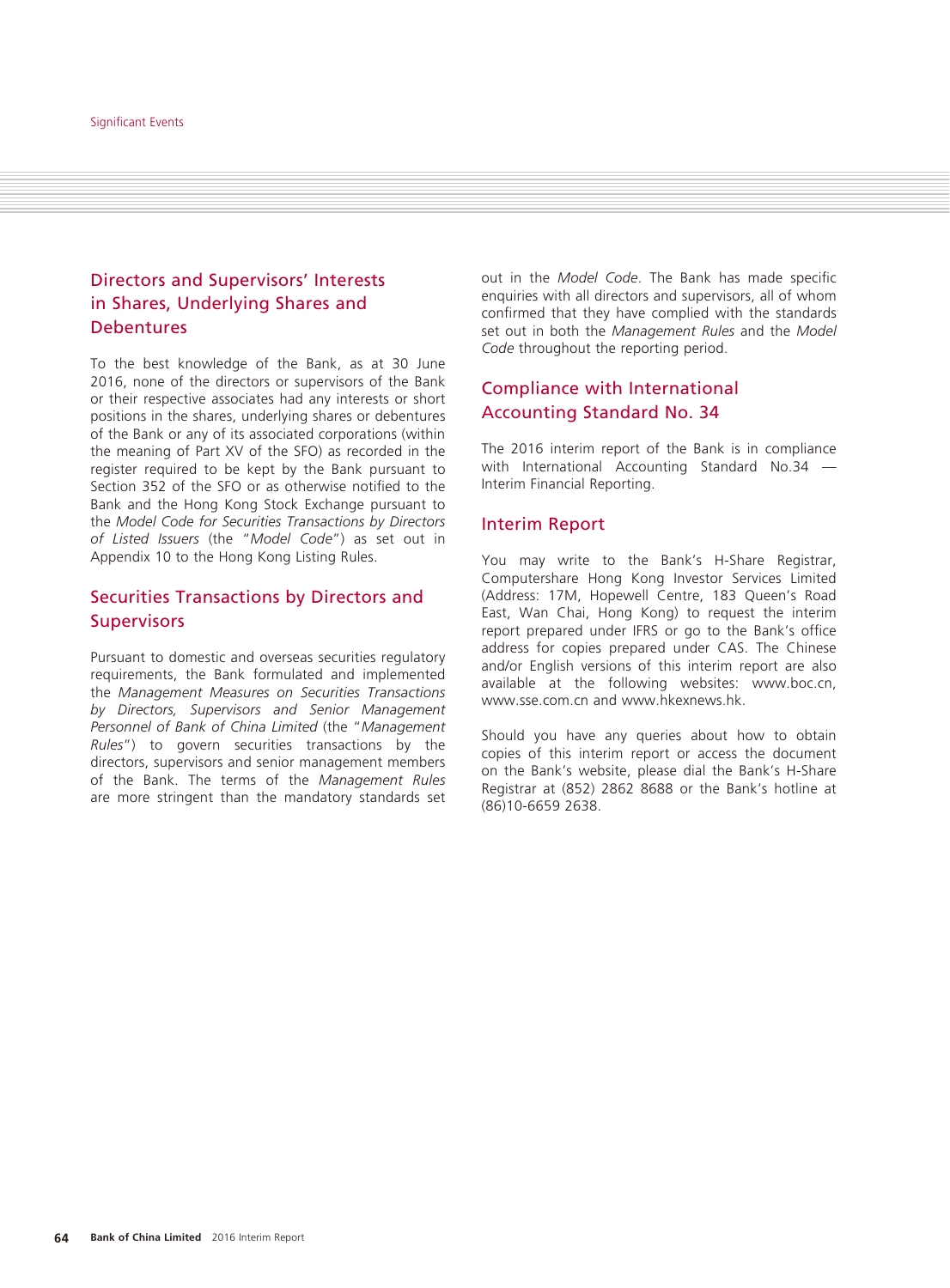## Directors and Supervisors' Interests in Shares, Underlying Shares and Debentures

To the best knowledge of the Bank, as at 30 June 2016, none of the directors or supervisors of the Bank or their respective associates had any interests or short positions in the shares, underlying shares or debentures of the Bank or any of its associated corporations (within the meaning of Part XV of the SFO) as recorded in the register required to be kept by the Bank pursuant to Section 352 of the SFO or as otherwise notified to the Bank and the Hong Kong Stock Exchange pursuant to the *Model Code for Securities Transactions by Directors of Listed Issuers* (the "*Model Code*") as set out in Appendix 10 to the Hong Kong Listing Rules.

## Securities Transactions by Directors and Supervisors

Pursuant to domestic and overseas securities regulatory requirements, the Bank formulated and implemented the *Management Measures on Securities Transactions by Directors, Supervisors and Senior Management Personnel of Bank of China Limited* (the "*Management Rules*") to govern securities transactions by the directors, supervisors and senior management members of the Bank. The terms of the *Management Rules* are more stringent than the mandatory standards set out in the *Model Code*. The Bank has made specific enquiries with all directors and supervisors, all of whom confirmed that they have complied with the standards set out in both the *Management Rules* and the *Model Code* throughout the reporting period.

## Compliance with International Accounting Standard No. 34

The 2016 interim report of the Bank is in compliance with International Accounting Standard No.34 — Interim Financial Reporting.

## Interim Report

You may write to the Bank's H-Share Registrar, Computershare Hong Kong Investor Services Limited (Address: 17M, Hopewell Centre, 183 Queen's Road East, Wan Chai, Hong Kong) to request the interim report prepared under IFRS or go to the Bank's office address for copies prepared under CAS. The Chinese and/or English versions of this interim report are also available at the following websites: www.boc.cn, www.sse.com.cn and www.hkexnews.hk.

Should you have any queries about how to obtain copies of this interim report or access the document on the Bank's website, please dial the Bank's H-Share Registrar at (852) 2862 8688 or the Bank's hotline at (86)10-6659 2638.